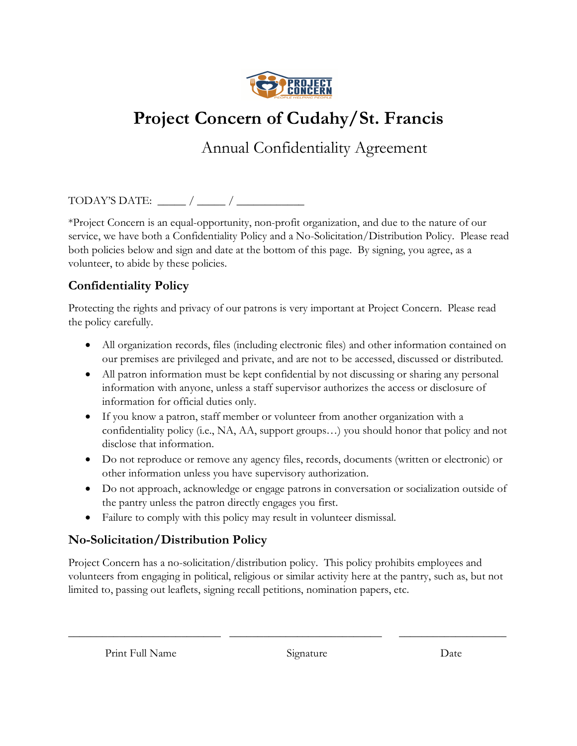# Project Concern of Cudahy/St. Francis

## Annual Confidentiality Agreement

TODAY'S DATE: _____ / _____ / ____________

*Project Concern is an equal-opportunity, non-profit organization, and due to the nature of our service, we have both a Confidentiality Policy and a No-Solicitation/Distribution Policy. Please read both policies below and sign and date at the bottom of this page. By signing, you agree, as a volunteer, to abide by these policies.

### Confidentiality Policy

Protecting the rights and privacy of our patrons is very important at Project Concern. Please read the policy carefully.

- All organization records, files (including electronic files) and other information contained on our premises are privileged and private, and are not to be accessed, discussed or distributed.
- All patron information must be kept confidential by not discussing or sharing any personal information with anyone, unless a staff supervisor authorizes the access or disclosure of information for official duties only.
- If you know a patron, staff member or volunteer from another organization with a confidentiality policy (i.e., NA, AA, support groups…) you should honor that policy and not disclose that information.
- Do not reproduce or remove any agency files, records, documents (written or electronic) or other information unless you have supervisory authorization.
- Do not approach, acknowledge or engage patrons in conversation or socialization outside of the pantry unless the patron directly engages you first.
- Failure to comply with this policy may result in volunteer dismissal.

### No-Solicitation/Distribution Policy

Project Concern has a no-solicitation/distribution policy. This policy prohibits employees and volunteers from engaging in political, religious or similar activity here at the pantry, such as, but not limited to, passing out leaflets, signing recall petitions, nomination papers, etc.

| ____________________________ | ____________________________ | ____________________ |
|---|---|---|
| Print Full Name | Signature | Date |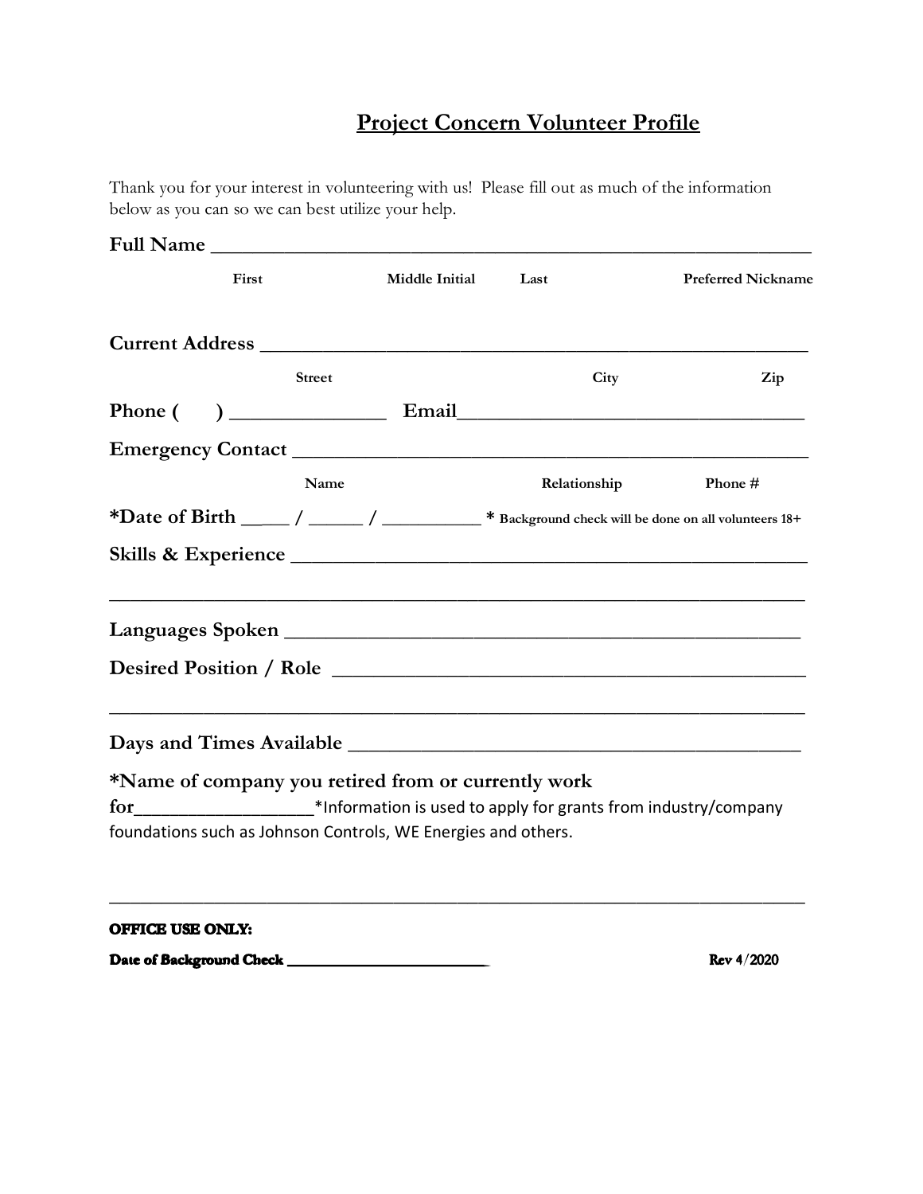# Project Concern Volunteer Profile

Thank you for your interest in volunteering with us! Please fill out as much of the information below as you can so we can best utilize your help.

**Full Name** ___________________________________________________________

First          Middle Initial          Last          Preferred Nickname

**Current Address** ______________________________________________________

Street          City          Zip

**Phone (     )** _______________ **Email**_________________________________

**Emergency Contact** ____________________________________________________

Name          Relationship          Phone #

**\*Date of Birth** ____ / _____ / __________ * Background check will be done on all volunteers 18+

**Skills & Experience** ___________________________________________________

_______________________________________________________________________

**Languages Spoken** ____________________________________________________

**Desired Position / Role** ________________________________________________

_______________________________________________________________________

**Days and Times Available** ______________________________________________

**\*Name of company you retired from or currently work for**__________________*Information is used to apply for grants from industry/company foundations such as Johnson Controls, WE Energies and others.

_______________________________________________________________________

**OFFICE USE ONLY:**

**Date of Background Check** _________________________          **Rev 4/2020**